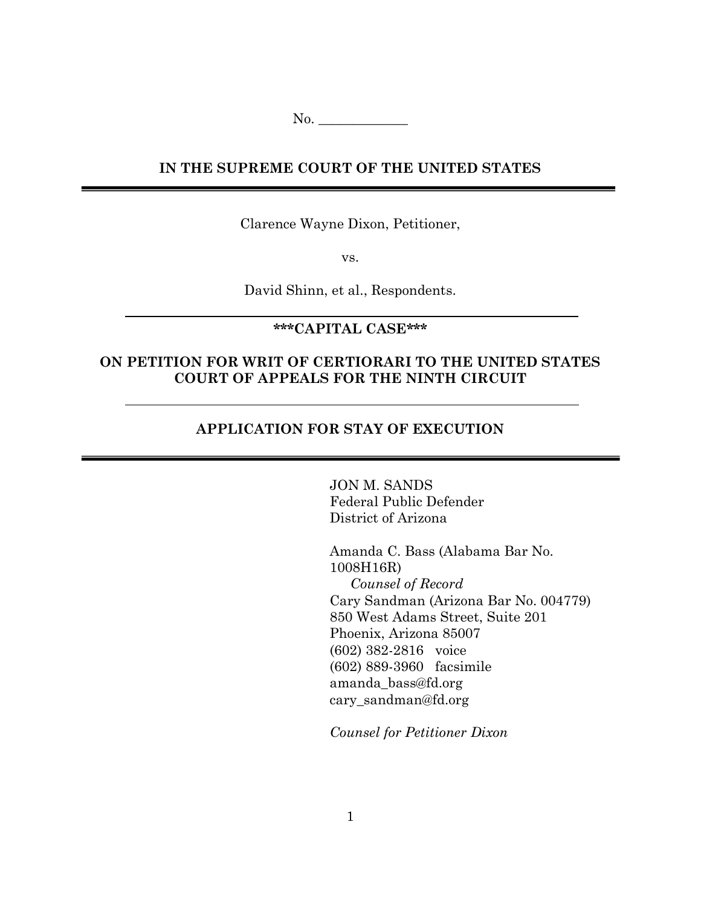No. _____________

**IN THE SUPREME COURT OF THE UNITED STATES**

---

Clarence Wayne Dixon, Petitioner,

vs.

David Shinn, et al., Respondents.

---

**\*\*\*CAPITAL CASE\*\*\***

**ON PETITION FOR WRIT OF CERTIORARI TO THE UNITED STATES COURT OF APPEALS FOR THE NINTH CIRCUIT**

---

**APPLICATION FOR STAY OF EXECUTION**

---

JON M. SANDS
Federal Public Defender
District of Arizona

Amanda C. Bass (Alabama Bar No. 1008H16R)
*Counsel of Record*
Cary Sandman (Arizona Bar No. 004779)
850 West Adams Street, Suite 201
Phoenix, Arizona 85007
(602) 382-2816 voice
(602) 889-3960 facsimile
amanda_bass@fd.org
cary_sandman@fd.org

*Counsel for Petitioner Dixon*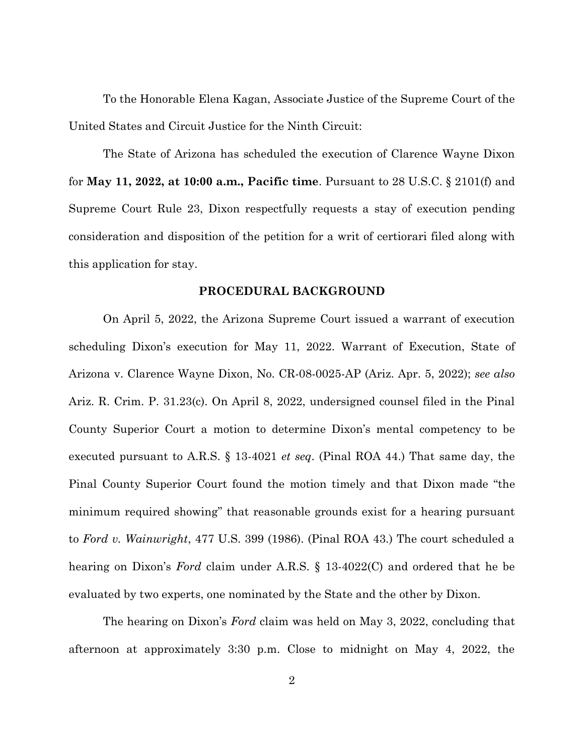To the Honorable Elena Kagan, Associate Justice of the Supreme Court of the United States and Circuit Justice for the Ninth Circuit:

The State of Arizona has scheduled the execution of Clarence Wayne Dixon for **May 11, 2022, at 10:00 a.m., Pacific time**. Pursuant to 28 U.S.C. § 2101(f) and Supreme Court Rule 23, Dixon respectfully requests a stay of execution pending consideration and disposition of the petition for a writ of certiorari filed along with this application for stay.

## PROCEDURAL BACKGROUND

On April 5, 2022, the Arizona Supreme Court issued a warrant of execution scheduling Dixon's execution for May 11, 2022. Warrant of Execution, State of Arizona v. Clarence Wayne Dixon, No. CR-08-0025-AP (Ariz. Apr. 5, 2022); *see also* Ariz. R. Crim. P. 31.23(c). On April 8, 2022, undersigned counsel filed in the Pinal County Superior Court a motion to determine Dixon's mental competency to be executed pursuant to A.R.S. § 13-4021 *et seq*. (Pinal ROA 44.) That same day, the Pinal County Superior Court found the motion timely and that Dixon made "the minimum required showing" that reasonable grounds exist for a hearing pursuant to *Ford v. Wainwright*, 477 U.S. 399 (1986). (Pinal ROA 43.) The court scheduled a hearing on Dixon's *Ford* claim under A.R.S. § 13-4022(C) and ordered that he be evaluated by two experts, one nominated by the State and the other by Dixon.

The hearing on Dixon's *Ford* claim was held on May 3, 2022, concluding that afternoon at approximately 3:30 p.m. Close to midnight on May 4, 2022, the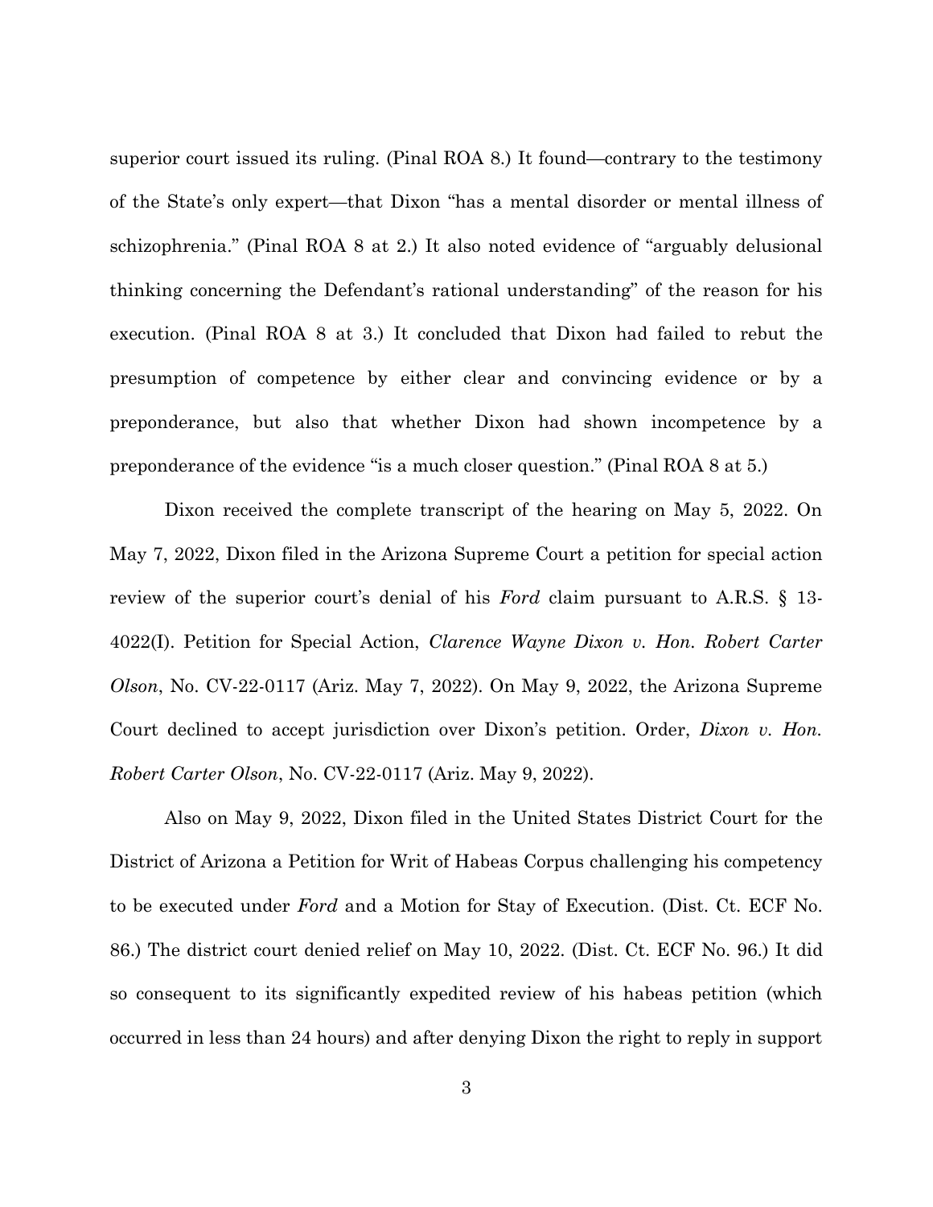superior court issued its ruling. (Pinal ROA 8.) It found—contrary to the testimony of the State's only expert—that Dixon "has a mental disorder or mental illness of schizophrenia." (Pinal ROA 8 at 2.) It also noted evidence of "arguably delusional thinking concerning the Defendant's rational understanding" of the reason for his execution. (Pinal ROA 8 at 3.) It concluded that Dixon had failed to rebut the presumption of competence by either clear and convincing evidence or by a preponderance, but also that whether Dixon had shown incompetence by a preponderance of the evidence "is a much closer question." (Pinal ROA 8 at 5.)

Dixon received the complete transcript of the hearing on May 5, 2022. On May 7, 2022, Dixon filed in the Arizona Supreme Court a petition for special action review of the superior court's denial of his *Ford* claim pursuant to A.R.S. § 13-4022(I). Petition for Special Action, *Clarence Wayne Dixon v. Hon. Robert Carter Olson*, No. CV-22-0117 (Ariz. May 7, 2022). On May 9, 2022, the Arizona Supreme Court declined to accept jurisdiction over Dixon's petition. Order, *Dixon v. Hon. Robert Carter Olson*, No. CV-22-0117 (Ariz. May 9, 2022).

Also on May 9, 2022, Dixon filed in the United States District Court for the District of Arizona a Petition for Writ of Habeas Corpus challenging his competency to be executed under *Ford* and a Motion for Stay of Execution. (Dist. Ct. ECF No. 86.) The district court denied relief on May 10, 2022. (Dist. Ct. ECF No. 96.) It did so consequent to its significantly expedited review of his habeas petition (which occurred in less than 24 hours) and after denying Dixon the right to reply in support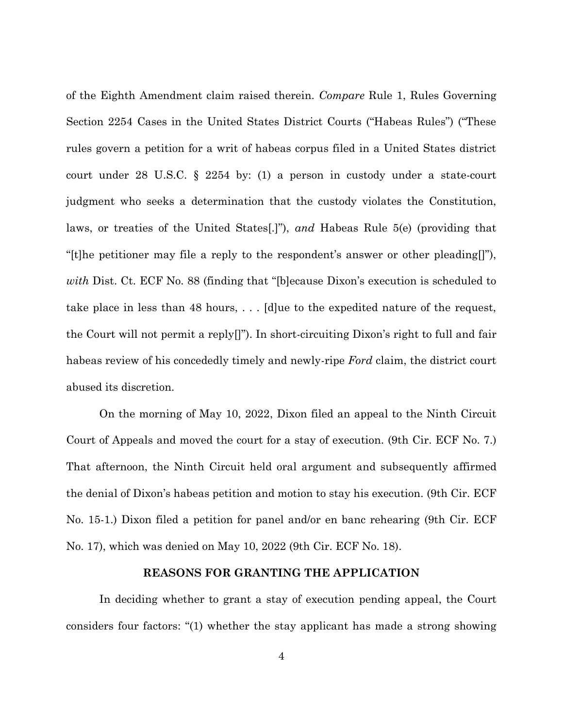of the Eighth Amendment claim raised therein. *Compare* Rule 1, Rules Governing Section 2254 Cases in the United States District Courts ("Habeas Rules") ("These rules govern a petition for a writ of habeas corpus filed in a United States district court under 28 U.S.C. § 2254 by: (1) a person in custody under a state-court judgment who seeks a determination that the custody violates the Constitution, laws, or treaties of the United States[.]"), *and* Habeas Rule 5(e) (providing that "[t]he petitioner may file a reply to the respondent's answer or other pleading[]"), *with* Dist. Ct. ECF No. 88 (finding that "[b]ecause Dixon's execution is scheduled to take place in less than 48 hours, . . . [d]ue to the expedited nature of the request, the Court will not permit a reply[]"). In short-circuiting Dixon's right to full and fair habeas review of his concededly timely and newly-ripe *Ford* claim, the district court abused its discretion.

On the morning of May 10, 2022, Dixon filed an appeal to the Ninth Circuit Court of Appeals and moved the court for a stay of execution. (9th Cir. ECF No. 7.) That afternoon, the Ninth Circuit held oral argument and subsequently affirmed the denial of Dixon's habeas petition and motion to stay his execution. (9th Cir. ECF No. 15-1.) Dixon filed a petition for panel and/or en banc rehearing (9th Cir. ECF No. 17), which was denied on May 10, 2022 (9th Cir. ECF No. 18).

## REASONS FOR GRANTING THE APPLICATION

In deciding whether to grant a stay of execution pending appeal, the Court considers four factors: "(1) whether the stay applicant has made a strong showing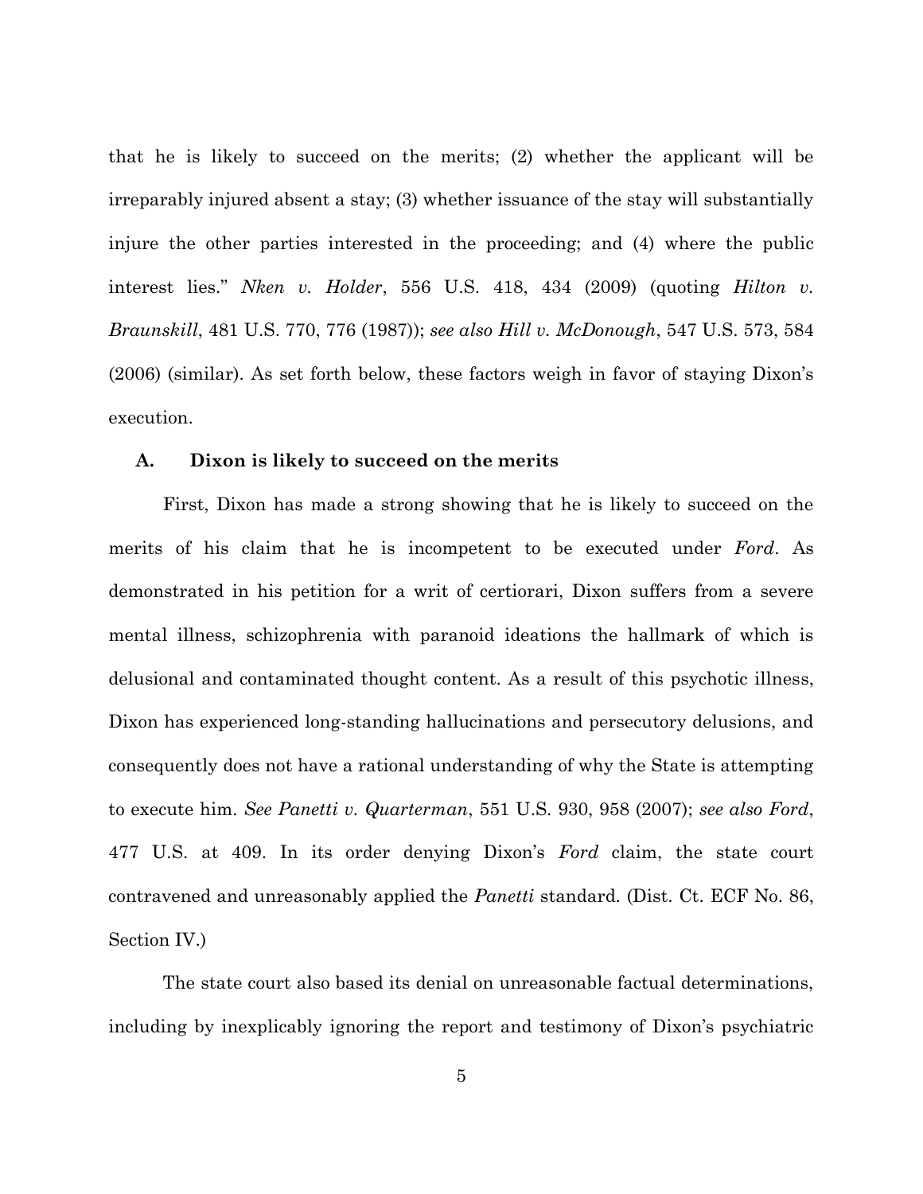that he is likely to succeed on the merits; (2) whether the applicant will be irreparably injured absent a stay; (3) whether issuance of the stay will substantially injure the other parties interested in the proceeding; and (4) where the public interest lies." *Nken v. Holder*, 556 U.S. 418, 434 (2009) (quoting *Hilton v. Braunskill*, 481 U.S. 770, 776 (1987)); *see also Hill v. McDonough*, 547 U.S. 573, 584 (2006) (similar). As set forth below, these factors weigh in favor of staying Dixon's execution.

### A. Dixon is likely to succeed on the merits

First, Dixon has made a strong showing that he is likely to succeed on the merits of his claim that he is incompetent to be executed under *Ford*. As demonstrated in his petition for a writ of certiorari, Dixon suffers from a severe mental illness, schizophrenia with paranoid ideations the hallmark of which is delusional and contaminated thought content. As a result of this psychotic illness, Dixon has experienced long-standing hallucinations and persecutory delusions, and consequently does not have a rational understanding of why the State is attempting to execute him. *See Panetti v. Quarterman*, 551 U.S. 930, 958 (2007); *see also Ford*, 477 U.S. at 409. In its order denying Dixon's *Ford* claim, the state court contravened and unreasonably applied the *Panetti* standard. (Dist. Ct. ECF No. 86, Section IV.)

The state court also based its denial on unreasonable factual determinations, including by inexplicably ignoring the report and testimony of Dixon's psychiatric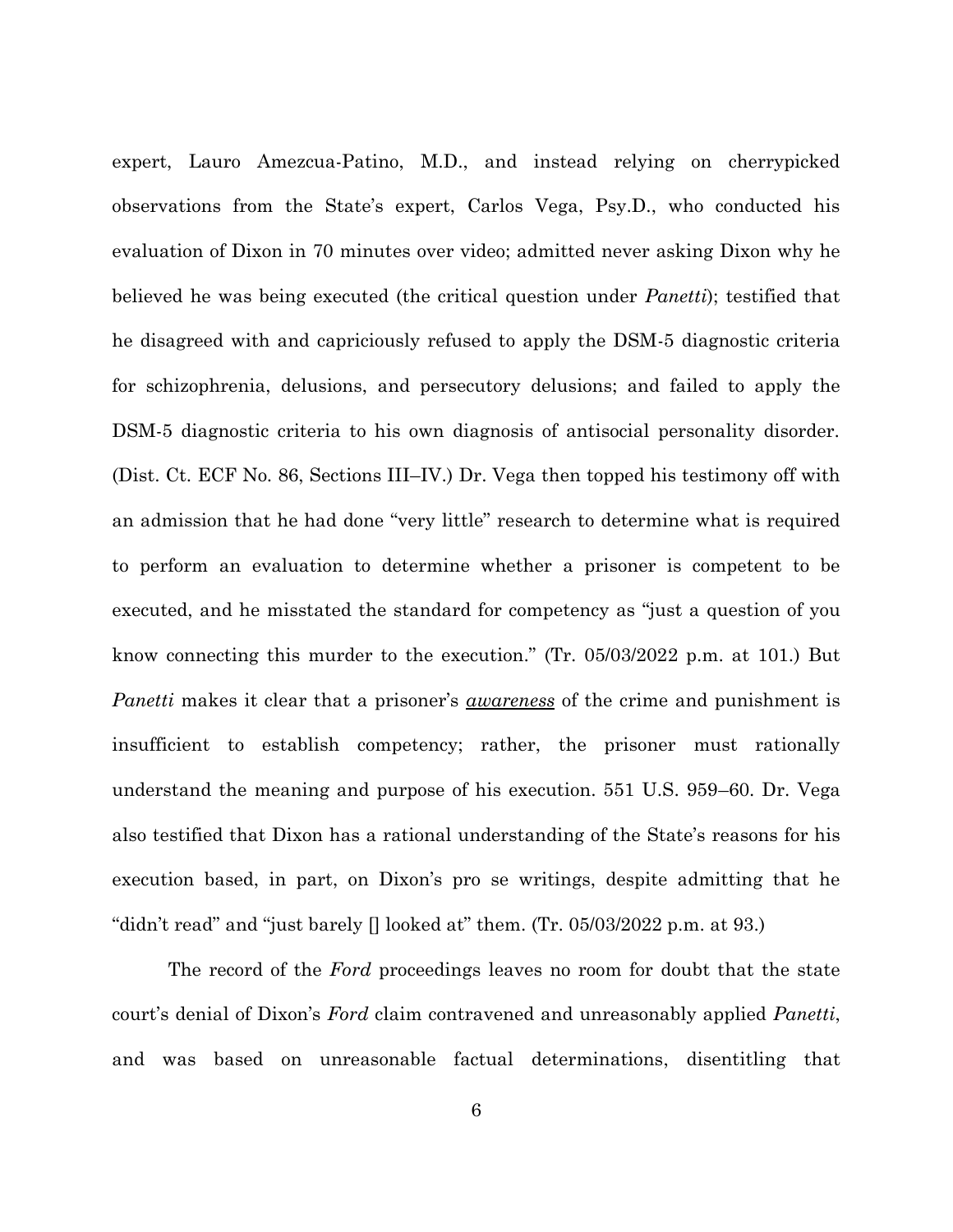expert, Lauro Amezcua-Patino, M.D., and instead relying on cherrypicked observations from the State's expert, Carlos Vega, Psy.D., who conducted his evaluation of Dixon in 70 minutes over video; admitted never asking Dixon why he believed he was being executed (the critical question under *Panetti*); testified that he disagreed with and capriciously refused to apply the DSM-5 diagnostic criteria for schizophrenia, delusions, and persecutory delusions; and failed to apply the DSM-5 diagnostic criteria to his own diagnosis of antisocial personality disorder. (Dist. Ct. ECF No. 86, Sections III–IV.) Dr. Vega then topped his testimony off with an admission that he had done "very little" research to determine what is required to perform an evaluation to determine whether a prisoner is competent to be executed, and he misstated the standard for competency as "just a question of you know connecting this murder to the execution." (Tr. 05/03/2022 p.m. at 101.) But *Panetti* makes it clear that a prisoner's ***awareness*** of the crime and punishment is insufficient to establish competency; rather, the prisoner must rationally understand the meaning and purpose of his execution. 551 U.S. 959–60. Dr. Vega also testified that Dixon has a rational understanding of the State's reasons for his execution based, in part, on Dixon's pro se writings, despite admitting that he "didn't read" and "just barely [] looked at" them. (Tr. 05/03/2022 p.m. at 93.)

The record of the *Ford* proceedings leaves no room for doubt that the state court's denial of Dixon's *Ford* claim contravened and unreasonably applied *Panetti*, and was based on unreasonable factual determinations, disentitling that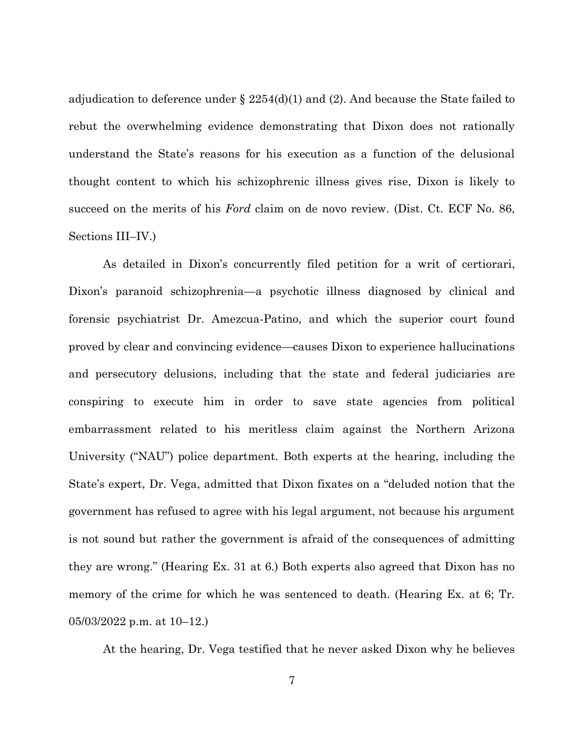adjudication to deference under § 2254(d)(1) and (2). And because the State failed to rebut the overwhelming evidence demonstrating that Dixon does not rationally understand the State's reasons for his execution as a function of the delusional thought content to which his schizophrenic illness gives rise, Dixon is likely to succeed on the merits of his *Ford* claim on de novo review. (Dist. Ct. ECF No. 86, Sections III–IV.)

As detailed in Dixon's concurrently filed petition for a writ of certiorari, Dixon's paranoid schizophrenia—a psychotic illness diagnosed by clinical and forensic psychiatrist Dr. Amezcua-Patino, and which the superior court found proved by clear and convincing evidence—causes Dixon to experience hallucinations and persecutory delusions, including that the state and federal judiciaries are conspiring to execute him in order to save state agencies from political embarrassment related to his meritless claim against the Northern Arizona University ("NAU") police department. Both experts at the hearing, including the State's expert, Dr. Vega, admitted that Dixon fixates on a "deluded notion that the government has refused to agree with his legal argument, not because his argument is not sound but rather the government is afraid of the consequences of admitting they are wrong." (Hearing Ex. 31 at 6.) Both experts also agreed that Dixon has no memory of the crime for which he was sentenced to death. (Hearing Ex. at 6; Tr. 05/03/2022 p.m. at 10–12.)

At the hearing, Dr. Vega testified that he never asked Dixon why he believes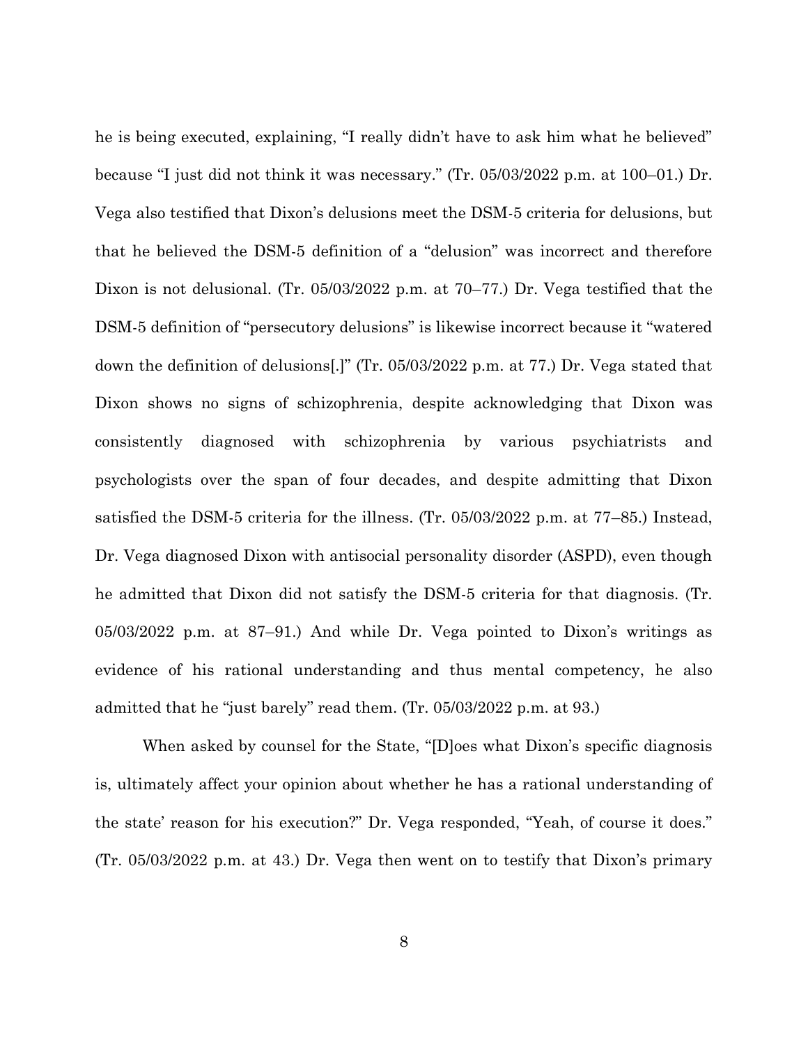he is being executed, explaining, "I really didn't have to ask him what he believed" because "I just did not think it was necessary." (Tr. 05/03/2022 p.m. at 100–01.) Dr. Vega also testified that Dixon's delusions meet the DSM-5 criteria for delusions, but that he believed the DSM-5 definition of a "delusion" was incorrect and therefore Dixon is not delusional. (Tr. 05/03/2022 p.m. at 70–77.) Dr. Vega testified that the DSM-5 definition of "persecutory delusions" is likewise incorrect because it "watered down the definition of delusions[.]" (Tr. 05/03/2022 p.m. at 77.) Dr. Vega stated that Dixon shows no signs of schizophrenia, despite acknowledging that Dixon was consistently diagnosed with schizophrenia by various psychiatrists and psychologists over the span of four decades, and despite admitting that Dixon satisfied the DSM-5 criteria for the illness. (Tr. 05/03/2022 p.m. at 77–85.) Instead, Dr. Vega diagnosed Dixon with antisocial personality disorder (ASPD), even though he admitted that Dixon did not satisfy the DSM-5 criteria for that diagnosis. (Tr. 05/03/2022 p.m. at 87–91.) And while Dr. Vega pointed to Dixon's writings as evidence of his rational understanding and thus mental competency, he also admitted that he "just barely" read them. (Tr. 05/03/2022 p.m. at 93.)

When asked by counsel for the State, "[D]oes what Dixon's specific diagnosis is, ultimately affect your opinion about whether he has a rational understanding of the state' reason for his execution?" Dr. Vega responded, "Yeah, of course it does." (Tr. 05/03/2022 p.m. at 43.) Dr. Vega then went on to testify that Dixon's primary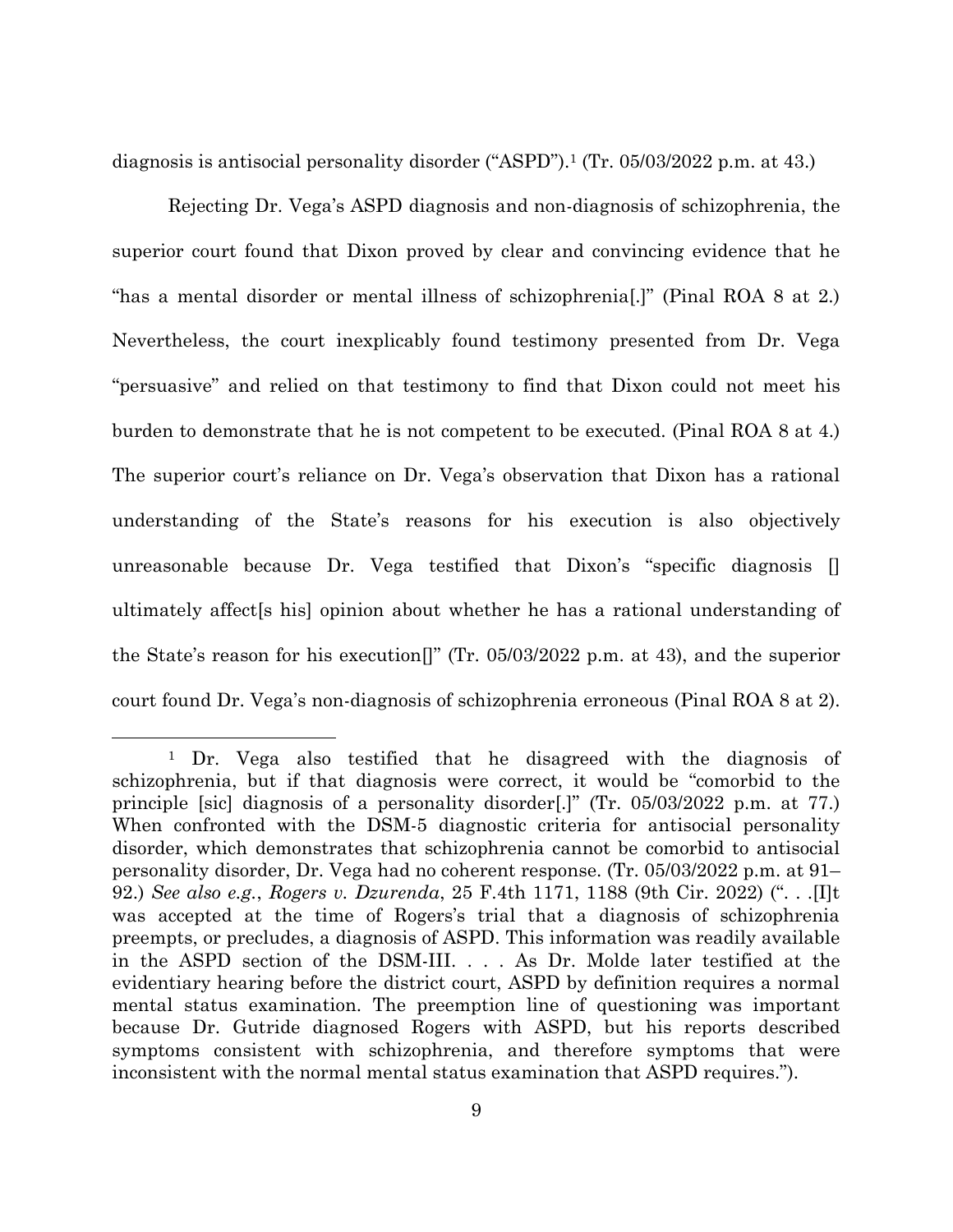diagnosis is antisocial personality disorder ("ASPD").[1] (Tr. 05/03/2022 p.m. at 43.)

Rejecting Dr. Vega's ASPD diagnosis and non-diagnosis of schizophrenia, the superior court found that Dixon proved by clear and convincing evidence that he "has a mental disorder or mental illness of schizophrenia[.]" (Pinal ROA 8 at 2.) Nevertheless, the court inexplicably found testimony presented from Dr. Vega "persuasive" and relied on that testimony to find that Dixon could not meet his burden to demonstrate that he is not competent to be executed. (Pinal ROA 8 at 4.) The superior court's reliance on Dr. Vega's observation that Dixon has a rational understanding of the State's reasons for his execution is also objectively unreasonable because Dr. Vega testified that Dixon's "specific diagnosis [] ultimately affect[s his] opinion about whether he has a rational understanding of the State's reason for his execution[]" (Tr. 05/03/2022 p.m. at 43), and the superior court found Dr. Vega's non-diagnosis of schizophrenia erroneous (Pinal ROA 8 at 2).

---

[1] Dr. Vega also testified that he disagreed with the diagnosis of schizophrenia, but if that diagnosis were correct, it would be "comorbid to the principle [sic] diagnosis of a personality disorder[.]" (Tr. 05/03/2022 p.m. at 77.) When confronted with the DSM-5 diagnostic criteria for antisocial personality disorder, which demonstrates that schizophrenia cannot be comorbid to antisocial personality disorder, Dr. Vega had no coherent response. (Tr. 05/03/2022 p.m. at 91–92.) *See also e.g.*, *Rogers v. Dzurenda*, 25 F.4th 1171, 1188 (9th Cir. 2022) (". . .[I]t was accepted at the time of Rogers's trial that a diagnosis of schizophrenia preempts, or precludes, a diagnosis of ASPD. This information was readily available in the ASPD section of the DSM-III. . . . As Dr. Molde later testified at the evidentiary hearing before the district court, ASPD by definition requires a normal mental status examination. The preemption line of questioning was important because Dr. Gutride diagnosed Rogers with ASPD, but his reports described symptoms consistent with schizophrenia, and therefore symptoms that were inconsistent with the normal mental status examination that ASPD requires.").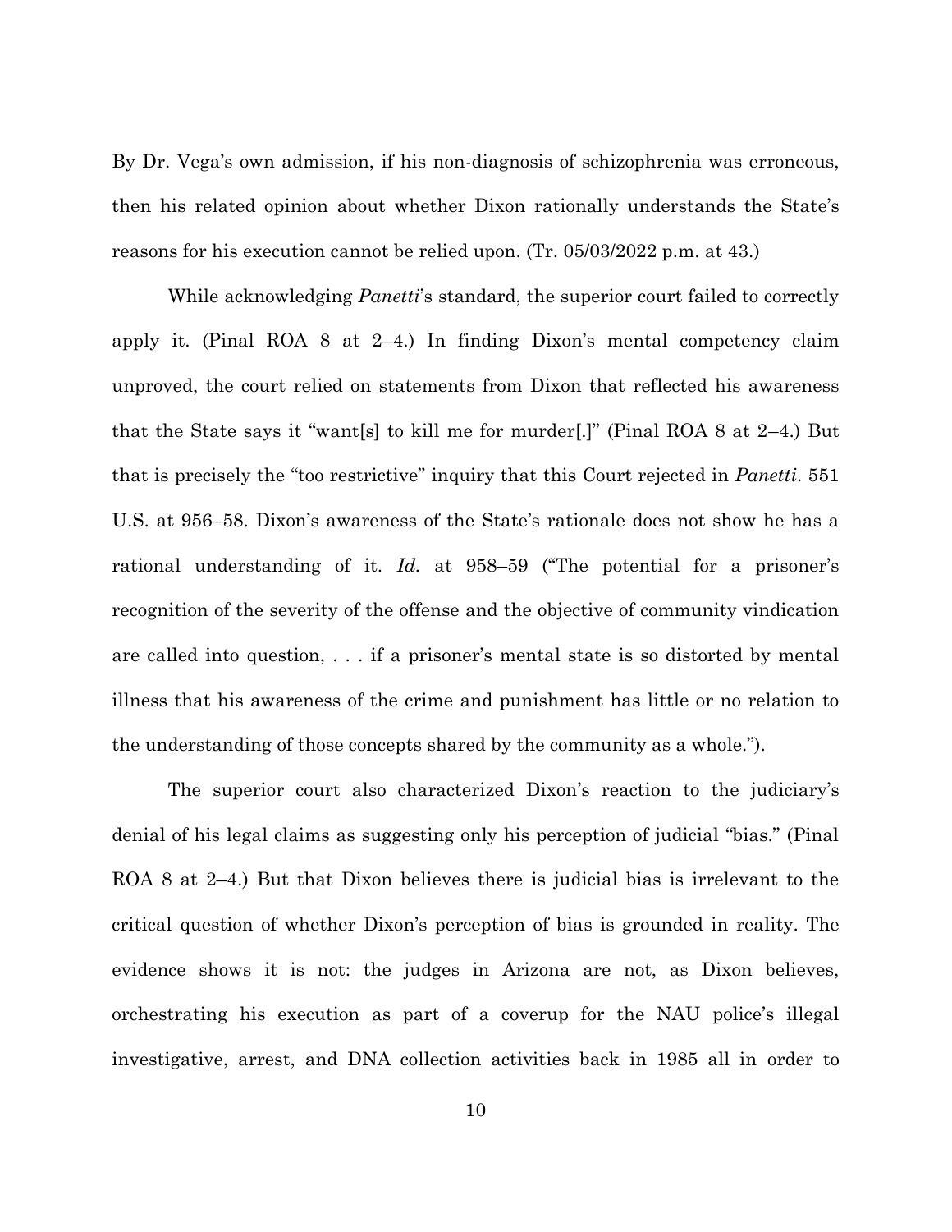By Dr. Vega's own admission, if his non-diagnosis of schizophrenia was erroneous, then his related opinion about whether Dixon rationally understands the State's reasons for his execution cannot be relied upon. (Tr. 05/03/2022 p.m. at 43.)

While acknowledging *Panetti*'s standard, the superior court failed to correctly apply it. (Pinal ROA 8 at 2–4.) In finding Dixon's mental competency claim unproved, the court relied on statements from Dixon that reflected his awareness that the State says it "want[s] to kill me for murder[.]" (Pinal ROA 8 at 2–4.) But that is precisely the "too restrictive" inquiry that this Court rejected in *Panetti*. 551 U.S. at 956–58. Dixon's awareness of the State's rationale does not show he has a rational understanding of it. *Id.* at 958–59 ("The potential for a prisoner's recognition of the severity of the offense and the objective of community vindication are called into question, . . . if a prisoner's mental state is so distorted by mental illness that his awareness of the crime and punishment has little or no relation to the understanding of those concepts shared by the community as a whole.").

The superior court also characterized Dixon's reaction to the judiciary's denial of his legal claims as suggesting only his perception of judicial "bias." (Pinal ROA 8 at 2–4.) But that Dixon believes there is judicial bias is irrelevant to the critical question of whether Dixon's perception of bias is grounded in reality. The evidence shows it is not: the judges in Arizona are not, as Dixon believes, orchestrating his execution as part of a coverup for the NAU police's illegal investigative, arrest, and DNA collection activities back in 1985 all in order to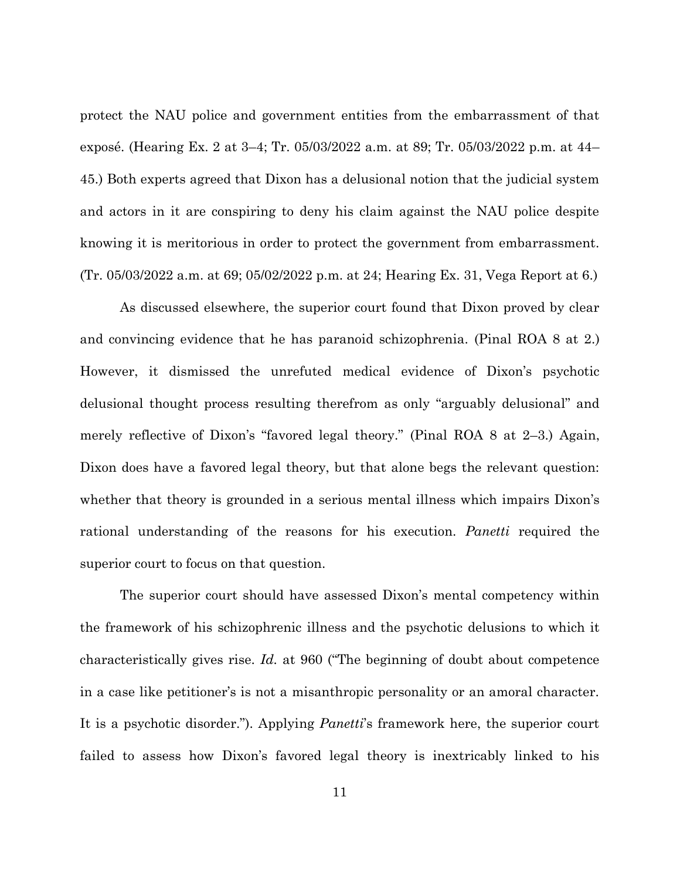protect the NAU police and government entities from the embarrassment of that exposé. (Hearing Ex. 2 at 3–4; Tr. 05/03/2022 a.m. at 89; Tr. 05/03/2022 p.m. at 44–45.) Both experts agreed that Dixon has a delusional notion that the judicial system and actors in it are conspiring to deny his claim against the NAU police despite knowing it is meritorious in order to protect the government from embarrassment. (Tr. 05/03/2022 a.m. at 69; 05/02/2022 p.m. at 24; Hearing Ex. 31, Vega Report at 6.)

As discussed elsewhere, the superior court found that Dixon proved by clear and convincing evidence that he has paranoid schizophrenia. (Pinal ROA 8 at 2.) However, it dismissed the unrefuted medical evidence of Dixon's psychotic delusional thought process resulting therefrom as only "arguably delusional" and merely reflective of Dixon's "favored legal theory." (Pinal ROA 8 at 2–3.) Again, Dixon does have a favored legal theory, but that alone begs the relevant question: whether that theory is grounded in a serious mental illness which impairs Dixon's rational understanding of the reasons for his execution. *Panetti* required the superior court to focus on that question.

The superior court should have assessed Dixon's mental competency within the framework of his schizophrenic illness and the psychotic delusions to which it characteristically gives rise. *Id.* at 960 ("The beginning of doubt about competence in a case like petitioner's is not a misanthropic personality or an amoral character. It is a psychotic disorder."). Applying *Panetti*'s framework here, the superior court failed to assess how Dixon's favored legal theory is inextricably linked to his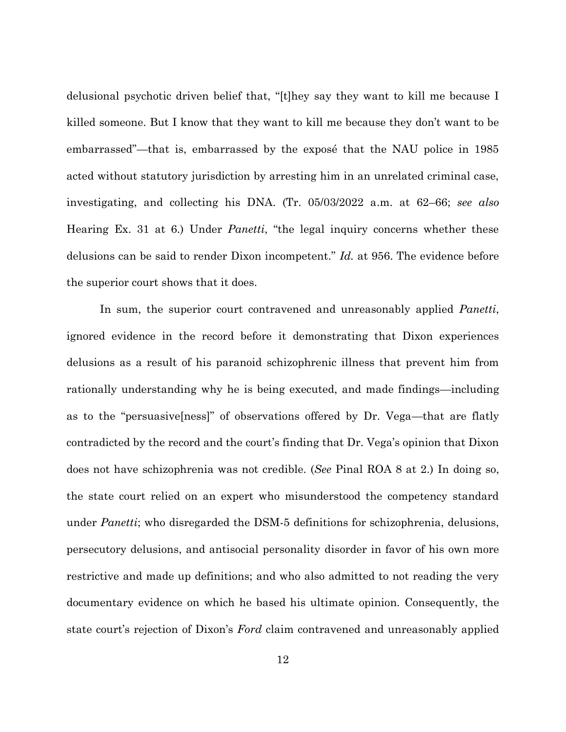delusional psychotic driven belief that, "[t]hey say they want to kill me because I killed someone. But I know that they want to kill me because they don't want to be embarrassed"—that is, embarrassed by the exposé that the NAU police in 1985 acted without statutory jurisdiction by arresting him in an unrelated criminal case, investigating, and collecting his DNA. (Tr. 05/03/2022 a.m. at 62–66; *see also* Hearing Ex. 31 at 6.) Under *Panetti*, "the legal inquiry concerns whether these delusions can be said to render Dixon incompetent." *Id.* at 956. The evidence before the superior court shows that it does.

In sum, the superior court contravened and unreasonably applied *Panetti*, ignored evidence in the record before it demonstrating that Dixon experiences delusions as a result of his paranoid schizophrenic illness that prevent him from rationally understanding why he is being executed, and made findings—including as to the "persuasive[ness]" of observations offered by Dr. Vega—that are flatly contradicted by the record and the court's finding that Dr. Vega's opinion that Dixon does not have schizophrenia was not credible. (*See* Pinal ROA 8 at 2.) In doing so, the state court relied on an expert who misunderstood the competency standard under *Panetti*; who disregarded the DSM-5 definitions for schizophrenia, delusions, persecutory delusions, and antisocial personality disorder in favor of his own more restrictive and made up definitions; and who also admitted to not reading the very documentary evidence on which he based his ultimate opinion. Consequently, the state court's rejection of Dixon's *Ford* claim contravened and unreasonably applied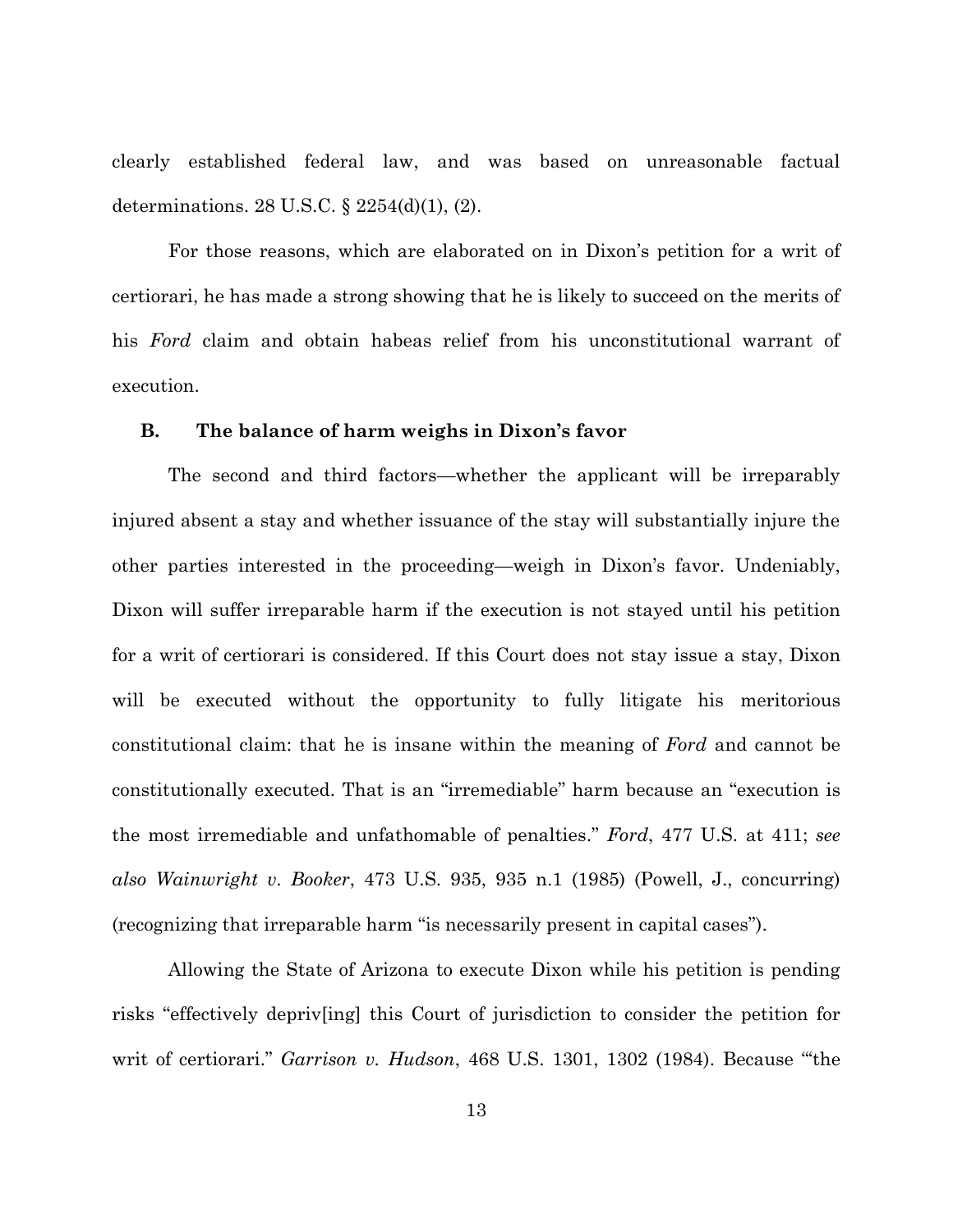clearly established federal law, and was based on unreasonable factual determinations. 28 U.S.C. § 2254(d)(1), (2).

For those reasons, which are elaborated on in Dixon's petition for a writ of certiorari, he has made a strong showing that he is likely to succeed on the merits of his *Ford* claim and obtain habeas relief from his unconstitutional warrant of execution.

### B. The balance of harm weighs in Dixon's favor

The second and third factors—whether the applicant will be irreparably injured absent a stay and whether issuance of the stay will substantially injure the other parties interested in the proceeding—weigh in Dixon's favor. Undeniably, Dixon will suffer irreparable harm if the execution is not stayed until his petition for a writ of certiorari is considered. If this Court does not stay issue a stay, Dixon will be executed without the opportunity to fully litigate his meritorious constitutional claim: that he is insane within the meaning of *Ford* and cannot be constitutionally executed. That is an "irremediable" harm because an "execution is the most irremediable and unfathomable of penalties." *Ford*, 477 U.S. at 411; *see also Wainwright v. Booker*, 473 U.S. 935, 935 n.1 (1985) (Powell, J., concurring) (recognizing that irreparable harm "is necessarily present in capital cases").

Allowing the State of Arizona to execute Dixon while his petition is pending risks "effectively depriv[ing] this Court of jurisdiction to consider the petition for writ of certiorari." *Garrison v. Hudson*, 468 U.S. 1301, 1302 (1984). Because "'the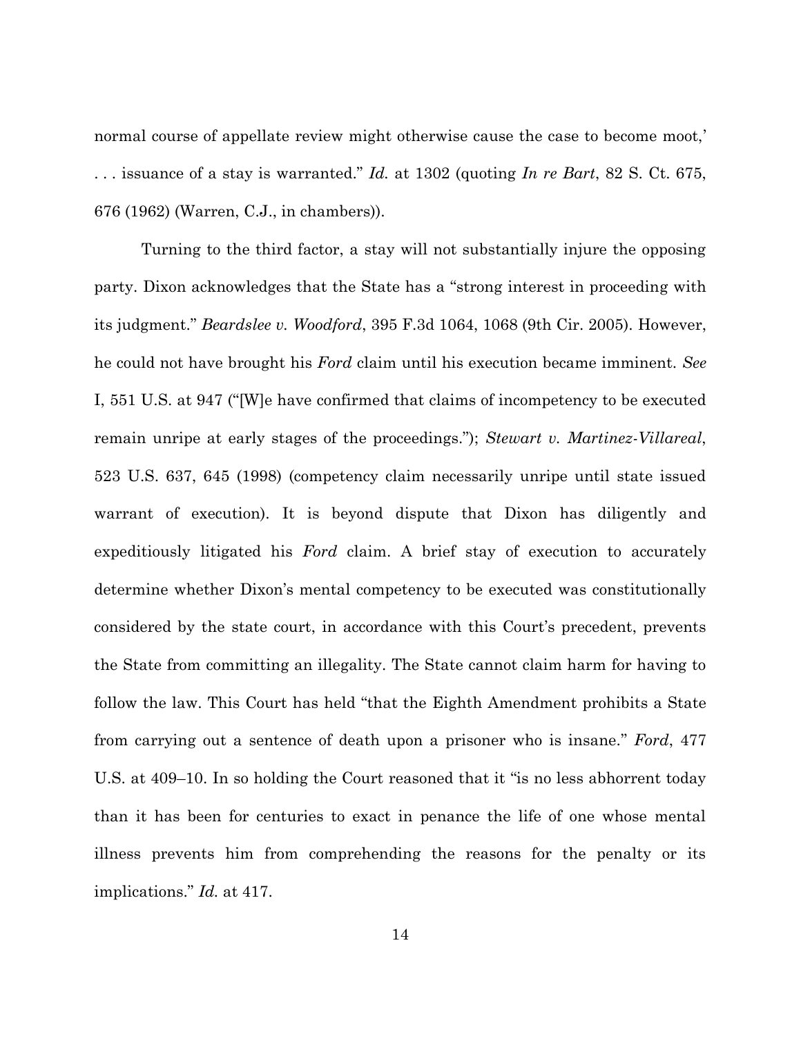normal course of appellate review might otherwise cause the case to become moot,' . . . issuance of a stay is warranted." *Id.* at 1302 (quoting *In re Bart*, 82 S. Ct. 675, 676 (1962) (Warren, C.J., in chambers)).

Turning to the third factor, a stay will not substantially injure the opposing party. Dixon acknowledges that the State has a "strong interest in proceeding with its judgment." *Beardslee v. Woodford*, 395 F.3d 1064, 1068 (9th Cir. 2005). However, he could not have brought his *Ford* claim until his execution became imminent. *See* I, 551 U.S. at 947 ("[W]e have confirmed that claims of incompetency to be executed remain unripe at early stages of the proceedings."); *Stewart v. Martinez-Villareal*, 523 U.S. 637, 645 (1998) (competency claim necessarily unripe until state issued warrant of execution). It is beyond dispute that Dixon has diligently and expeditiously litigated his *Ford* claim. A brief stay of execution to accurately determine whether Dixon's mental competency to be executed was constitutionally considered by the state court, in accordance with this Court's precedent, prevents the State from committing an illegality. The State cannot claim harm for having to follow the law. This Court has held "that the Eighth Amendment prohibits a State from carrying out a sentence of death upon a prisoner who is insane." *Ford*, 477 U.S. at 409–10. In so holding the Court reasoned that it "is no less abhorrent today than it has been for centuries to exact in penance the life of one whose mental illness prevents him from comprehending the reasons for the penalty or its implications." *Id.* at 417.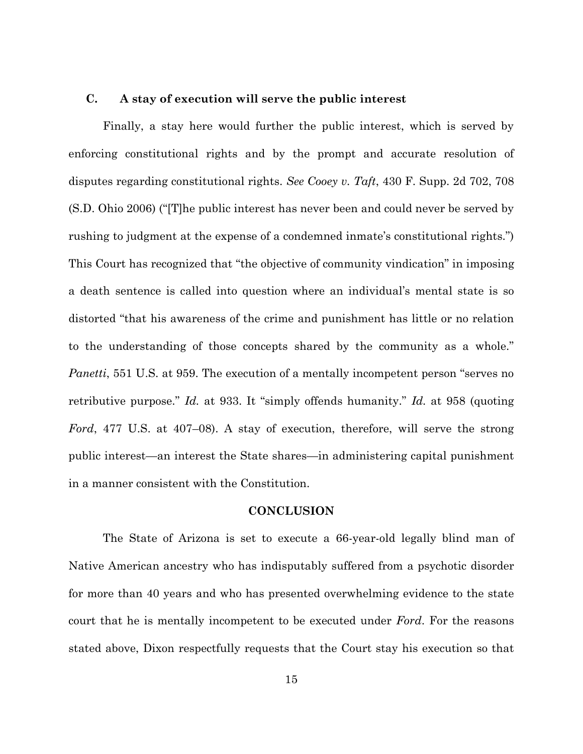### C. A stay of execution will serve the public interest

Finally, a stay here would further the public interest, which is served by enforcing constitutional rights and by the prompt and accurate resolution of disputes regarding constitutional rights. *See Cooey v. Taft*, 430 F. Supp. 2d 702, 708 (S.D. Ohio 2006) ("[T]he public interest has never been and could never be served by rushing to judgment at the expense of a condemned inmate's constitutional rights.") This Court has recognized that "the objective of community vindication" in imposing a death sentence is called into question where an individual's mental state is so distorted "that his awareness of the crime and punishment has little or no relation to the understanding of those concepts shared by the community as a whole." *Panetti*, 551 U.S. at 959. The execution of a mentally incompetent person "serves no retributive purpose." *Id.* at 933. It "simply offends humanity." *Id.* at 958 (quoting *Ford*, 477 U.S. at 407–08). A stay of execution, therefore, will serve the strong public interest—an interest the State shares—in administering capital punishment in a manner consistent with the Constitution.

## CONCLUSION

The State of Arizona is set to execute a 66-year-old legally blind man of Native American ancestry who has indisputably suffered from a psychotic disorder for more than 40 years and who has presented overwhelming evidence to the state court that he is mentally incompetent to be executed under *Ford*. For the reasons stated above, Dixon respectfully requests that the Court stay his execution so that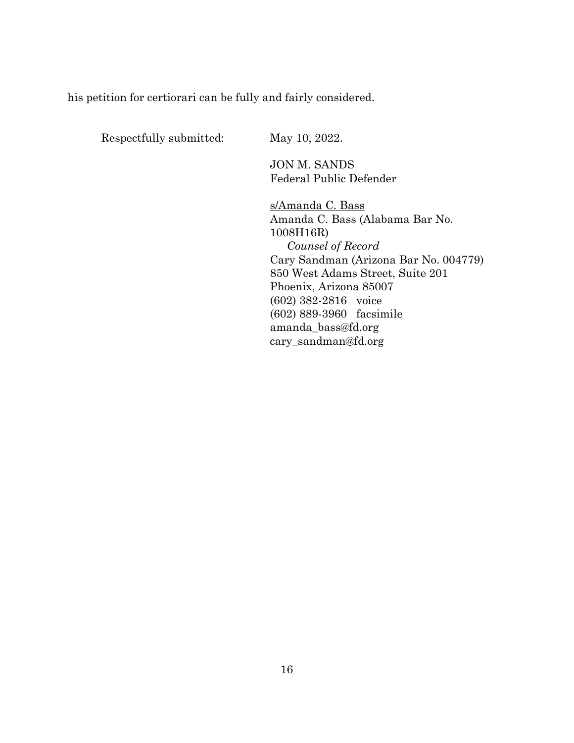his petition for certiorari can be fully and fairly considered.

Respectfully submitted: May 10, 2022.

JON M. SANDS
Federal Public Defender

s/Amanda C. Bass
Amanda C. Bass (Alabama Bar No. 1008H16R)
*Counsel of Record*
Cary Sandman (Arizona Bar No. 004779)
850 West Adams Street, Suite 201
Phoenix, Arizona 85007
(602) 382-2816 voice
(602) 889-3960 facsimile
amanda_bass@fd.org
cary_sandman@fd.org